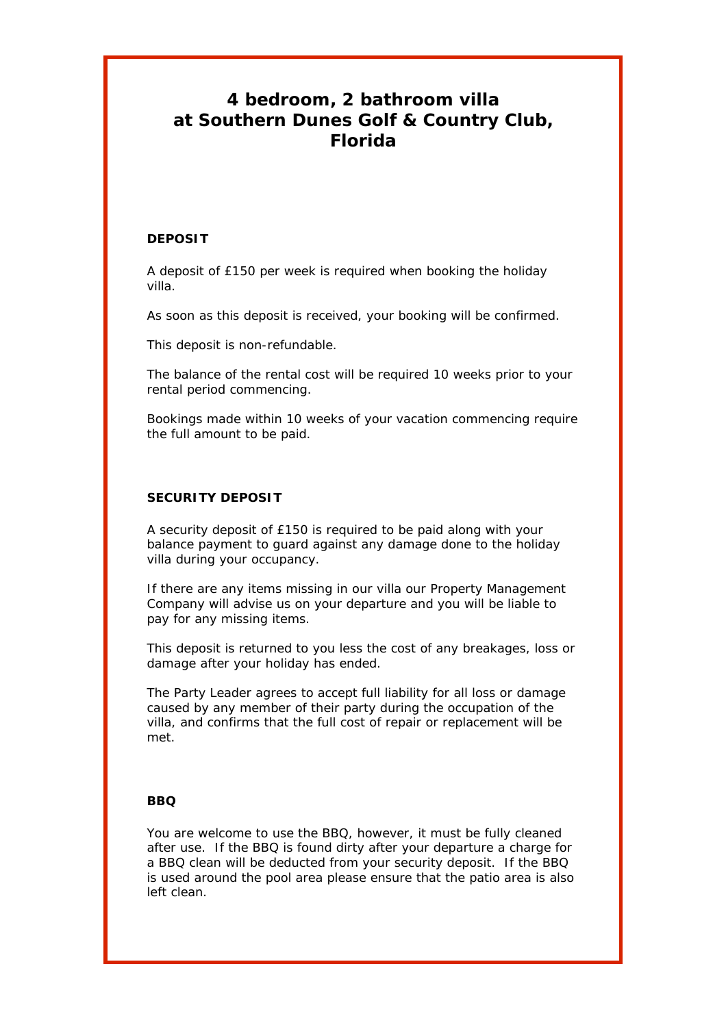# 4 bedroom, 2 bathroom villa at Southern Dunes Golf & Country Club, Florida

## DEPOSIT

A deposit of £150 per week is required when booking the holiday villa.

As soon as this deposit is received, your booking will be confirmed.

This deposit is non-refundable.

The balance of the rental cost will be required 10 weeks prior to your rental period commencing.

Bookings made within 10 weeks of your vacation commencing require the full amount to be paid.

## SECURITY DEPOSIT

A security deposit of £150 is required to be paid along with your balance payment to guard against any damage done to the holiday villa during your occupancy.

If there are any items missing in our villa our Property Management Company will advise us on your departure and you will be liable to pay for any missing items.

This deposit is returned to you less the cost of any breakages, loss or damage after your holiday has ended.

The Party Leader agrees to accept full liability for all loss or damage caused by any member of their party during the occupation of the villa, and confirms that the full cost of repair or replacement will be met.

## BBQ

You are welcome to use the BBQ, however, it must be fully cleaned after use. If the BBQ is found dirty after your departure a charge for a BBQ clean will be deducted from your security deposit. If the BBQ is used around the pool area please ensure that the patio area is also left clean.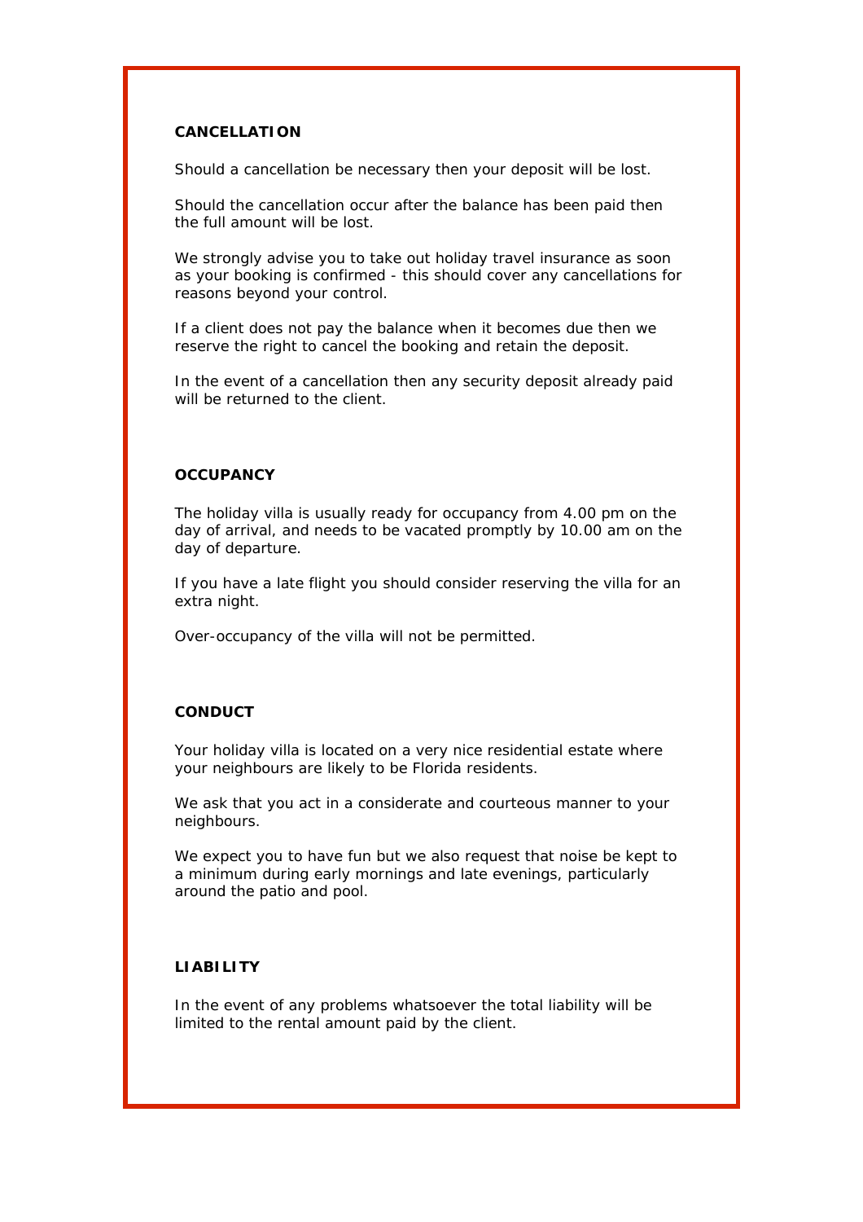## CANCELLATION

Should a cancellation be necessary then your deposit will be lost.

Should the cancellation occur after the balance has been paid then the full amount will be lost.

We strongly advise you to take out holiday travel insurance as soon as your booking is confirmed - this should cover any cancellations for reasons beyond your control.

If a client does not pay the balance when it becomes due then we reserve the right to cancel the booking and retain the deposit.

In the event of a cancellation then any security deposit already paid will be returned to the client.

## OCCUPANCY

The holiday villa is usually ready for occupancy from 4.00 pm on the day of arrival, and needs to be vacated promptly by 10.00 am on the day of departure.

If you have a late flight you should consider reserving the villa for an extra night.

Over-occupancy of the villa will not be permitted.

## CONDUCT

Your holiday villa is located on a very nice residential estate where your neighbours are likely to be Florida residents.

We ask that you act in a considerate and courteous manner to your neighbours.

We expect you to have fun but we also request that noise be kept to a minimum during early mornings and late evenings, particularly around the patio and pool.

## LIABILITY

In the event of any problems whatsoever the total liability will be limited to the rental amount paid by the client.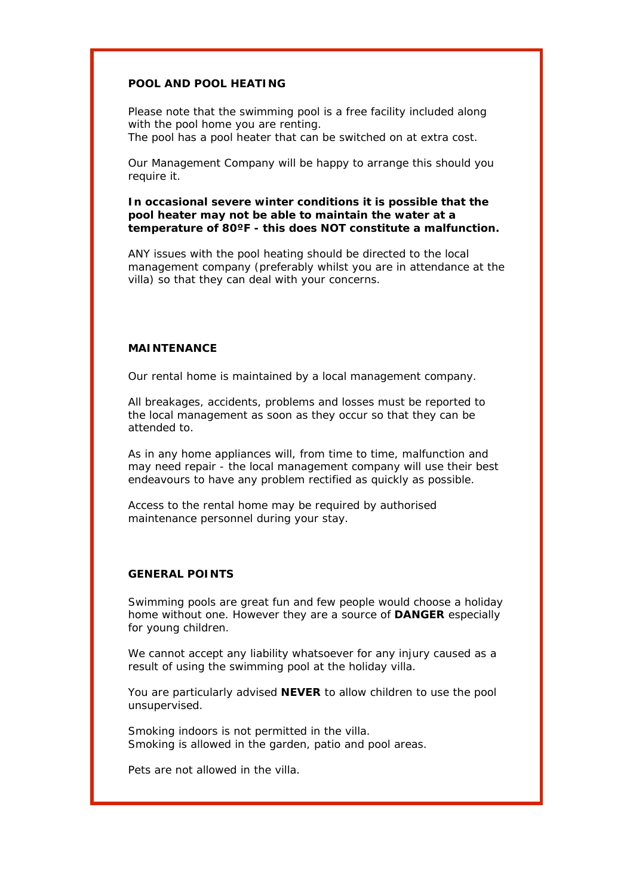## POOL AND POOL HEATING

Please note that the swimming pool is a free facility included along with the pool home you are renting.
The pool has a pool heater that can be switched on at extra cost.

Our Management Company will be happy to arrange this should you require it.

**In occasional severe winter conditions it is possible that the pool heater may not be able to maintain the water at a temperature of 80ºF - this does NOT constitute a malfunction.**

ANY issues with the pool heating should be directed to the local management company (preferably whilst you are in attendance at the villa) so that they can deal with your concerns.

## MAINTENANCE

Our rental home is maintained by a local management company.

All breakages, accidents, problems and losses must be reported to the local management as soon as they occur so that they can be attended to.

As in any home appliances will, from time to time, malfunction and may need repair - the local management company will use their best endeavours to have any problem rectified as quickly as possible.

Access to the rental home may be required by authorised maintenance personnel during your stay.

## GENERAL POINTS

Swimming pools are great fun and few people would choose a holiday home without one. However they are a source of **DANGER** especially for young children.

We cannot accept any liability whatsoever for any injury caused as a result of using the swimming pool at the holiday villa.

You are particularly advised **NEVER** to allow children to use the pool unsupervised.

Smoking indoors is not permitted in the villa.
Smoking is allowed in the garden, patio and pool areas.

Pets are not allowed in the villa.